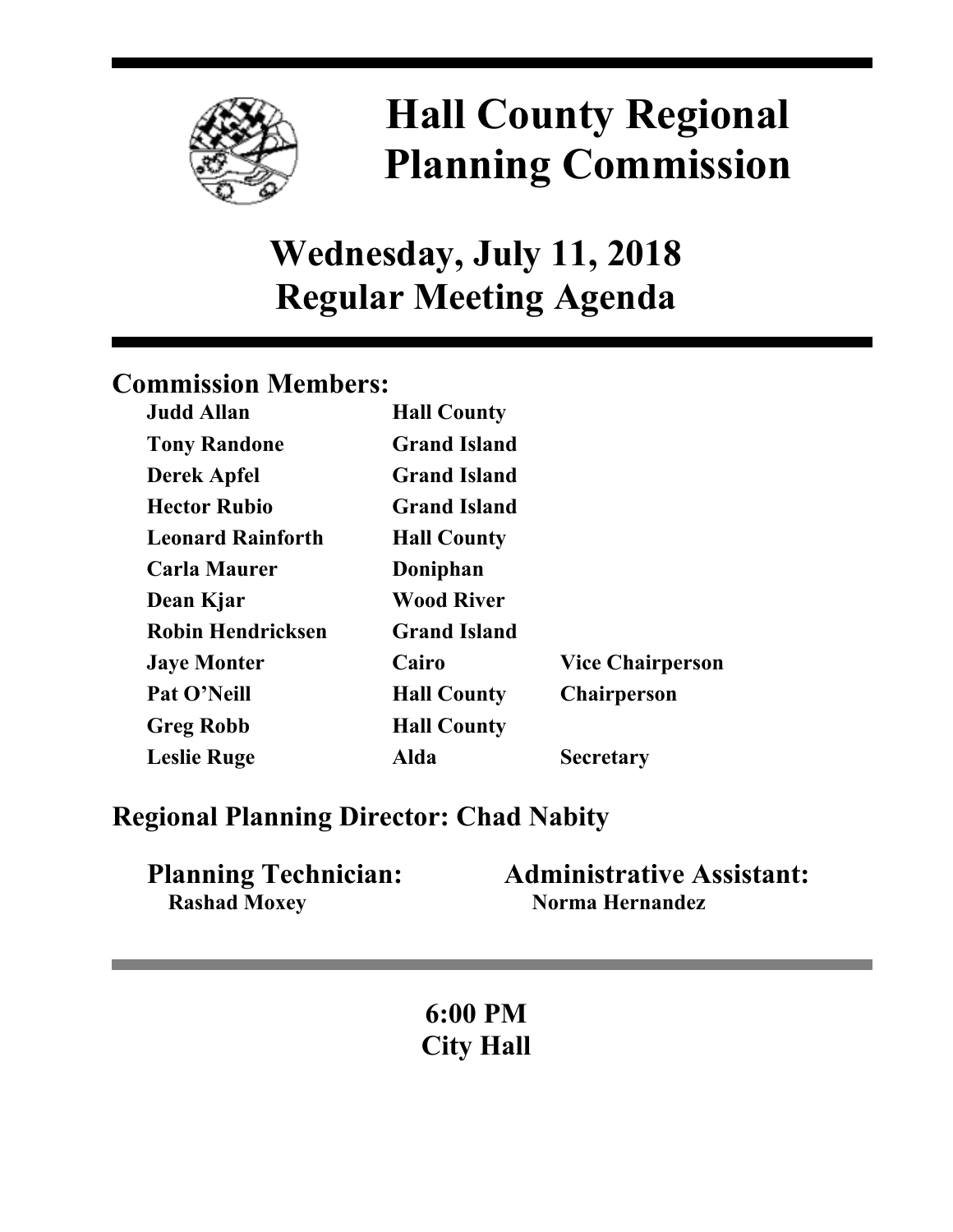# Hall County Regional Planning Commission

## Wednesday, July 11, 2018
## Regular Meeting Agenda

### Commission Members:

| | | |
|---|---|---|
| **Judd Allan** | **Hall County** | |
| **Tony Randone** | **Grand Island** | |
| **Derek Apfel** | **Grand Island** | |
| **Hector Rubio** | **Grand Island** | |
| **Leonard Rainforth** | **Hall County** | |
| **Carla Maurer** | **Doniphan** | |
| **Dean Kjar** | **Wood River** | |
| **Robin Hendricksen** | **Grand Island** | |
| **Jaye Monter** | **Cairo** | **Vice Chairperson** |
| **Pat O'Neill** | **Hall County** | **Chairperson** |
| **Greg Robb** | **Hall County** | |
| **Leslie Ruge** | **Alda** | **Secretary** |

### Regional Planning Director: Chad Nabity

**Planning Technician:**
**Rashad Moxey**

**Administrative Assistant:**
**Norma Hernandez**

**6:00 PM**
**City Hall**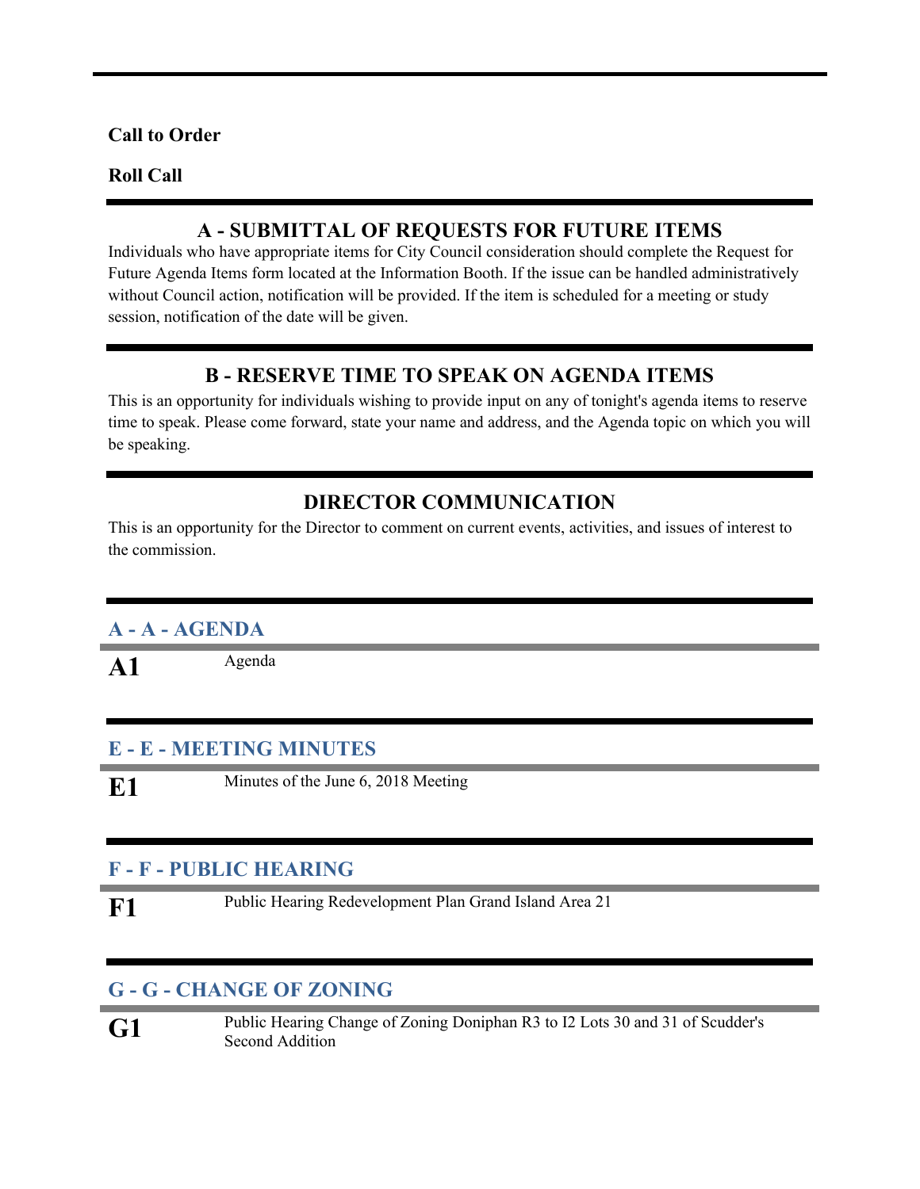**Call to Order**

**Roll Call**

## A - SUBMITTAL OF REQUESTS FOR FUTURE ITEMS

Individuals who have appropriate items for City Council consideration should complete the Request for Future Agenda Items form located at the Information Booth. If the issue can be handled administratively without Council action, notification will be provided. If the item is scheduled for a meeting or study session, notification of the date will be given.

## B - RESERVE TIME TO SPEAK ON AGENDA ITEMS

This is an opportunity for individuals wishing to provide input on any of tonight's agenda items to reserve time to speak. Please come forward, state your name and address, and the Agenda topic on which you will be speaking.

## DIRECTOR COMMUNICATION

This is an opportunity for the Director to comment on current events, activities, and issues of interest to the commission.

### A - A - AGENDA

**A1** Agenda

### E - E - MEETING MINUTES

**E1** Minutes of the June 6, 2018 Meeting

### F - F - PUBLIC HEARING

**F1** Public Hearing Redevelopment Plan Grand Island Area 21

### G - G - CHANGE OF ZONING

**G1** Public Hearing Change of Zoning Doniphan R3 to I2 Lots 30 and 31 of Scudder's Second Addition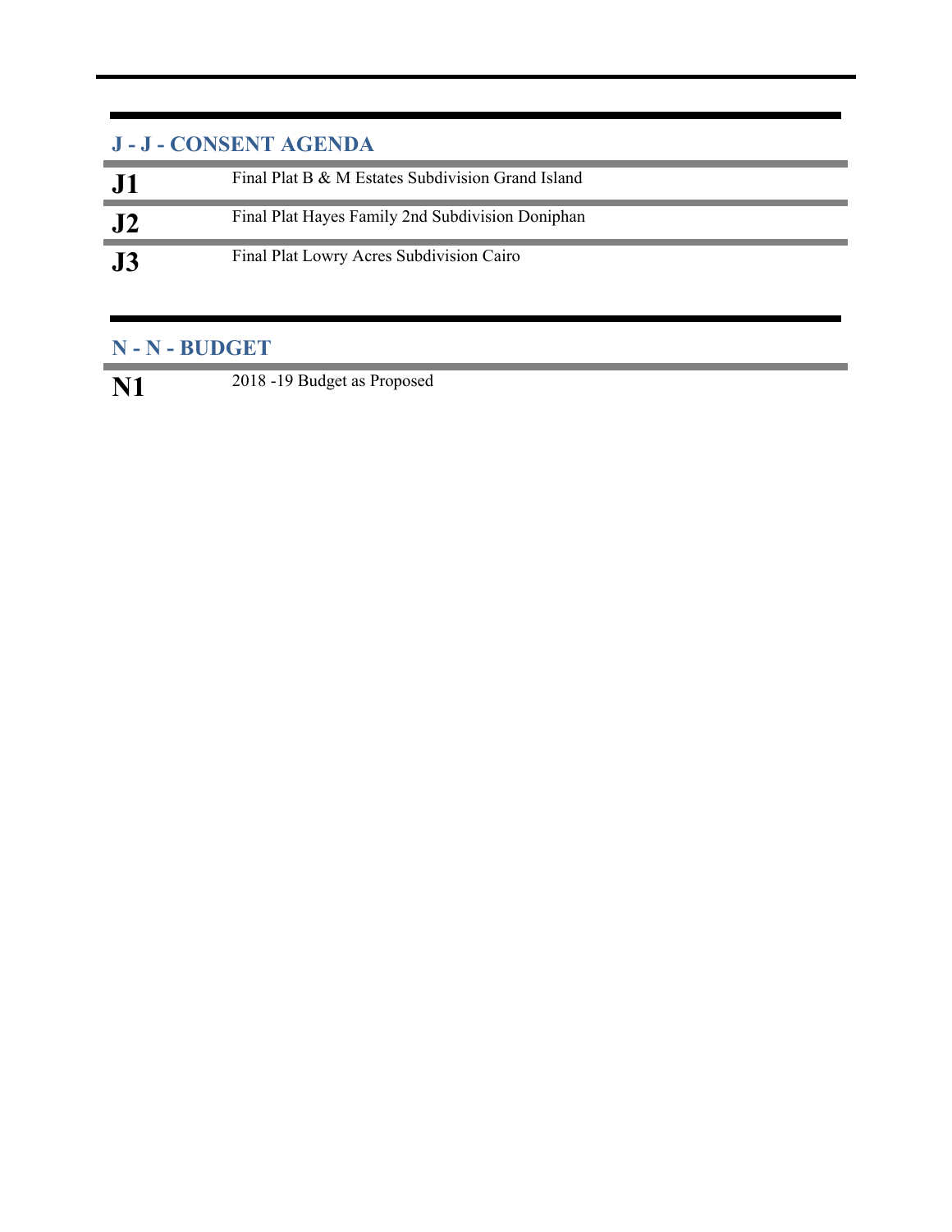## J - J - CONSENT AGENDA

| | |
|---|---|
| **J1** | Final Plat B & M Estates Subdivision Grand Island |
| **J2** | Final Plat Hayes Family 2nd Subdivision Doniphan |
| **J3** | Final Plat Lowry Acres Subdivision Cairo |

## N - N - BUDGET

| | |
|---|---|
| **N1** | 2018 -19 Budget as Proposed |